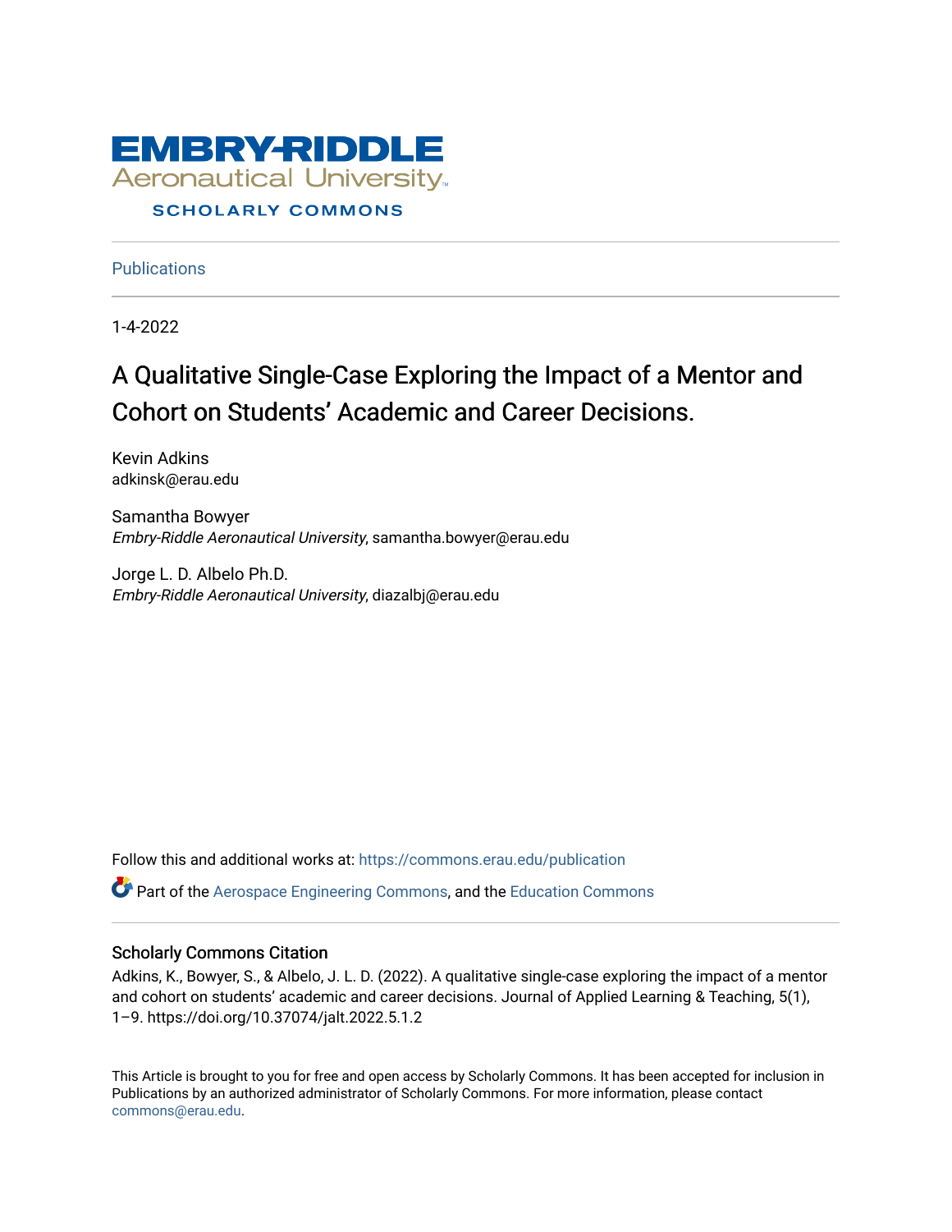EMBRY-RIDDLE
Aeronautical University
SCHOLARLY COMMONS

Publications

1-4-2022

# A Qualitative Single-Case Exploring the Impact of a Mentor and Cohort on Students' Academic and Career Decisions.

Kevin Adkins
adkinsk@erau.edu

Samantha Bowyer
*Embry-Riddle Aeronautical University*, samantha.bowyer@erau.edu

Jorge L. D. Albelo Ph.D.
*Embry-Riddle Aeronautical University*, diazalbj@erau.edu

Follow this and additional works at: https://commons.erau.edu/publication

Part of the Aerospace Engineering Commons, and the Education Commons

## Scholarly Commons Citation

Adkins, K., Bowyer, S., & Albelo, J. L. D. (2022). A qualitative single-case exploring the impact of a mentor and cohort on students' academic and career decisions. Journal of Applied Learning & Teaching, 5(1), 1–9. https://doi.org/10.37074/jalt.2022.5.1.2

This Article is brought to you for free and open access by Scholarly Commons. It has been accepted for inclusion in Publications by an authorized administrator of Scholarly Commons. For more information, please contact commons@erau.edu.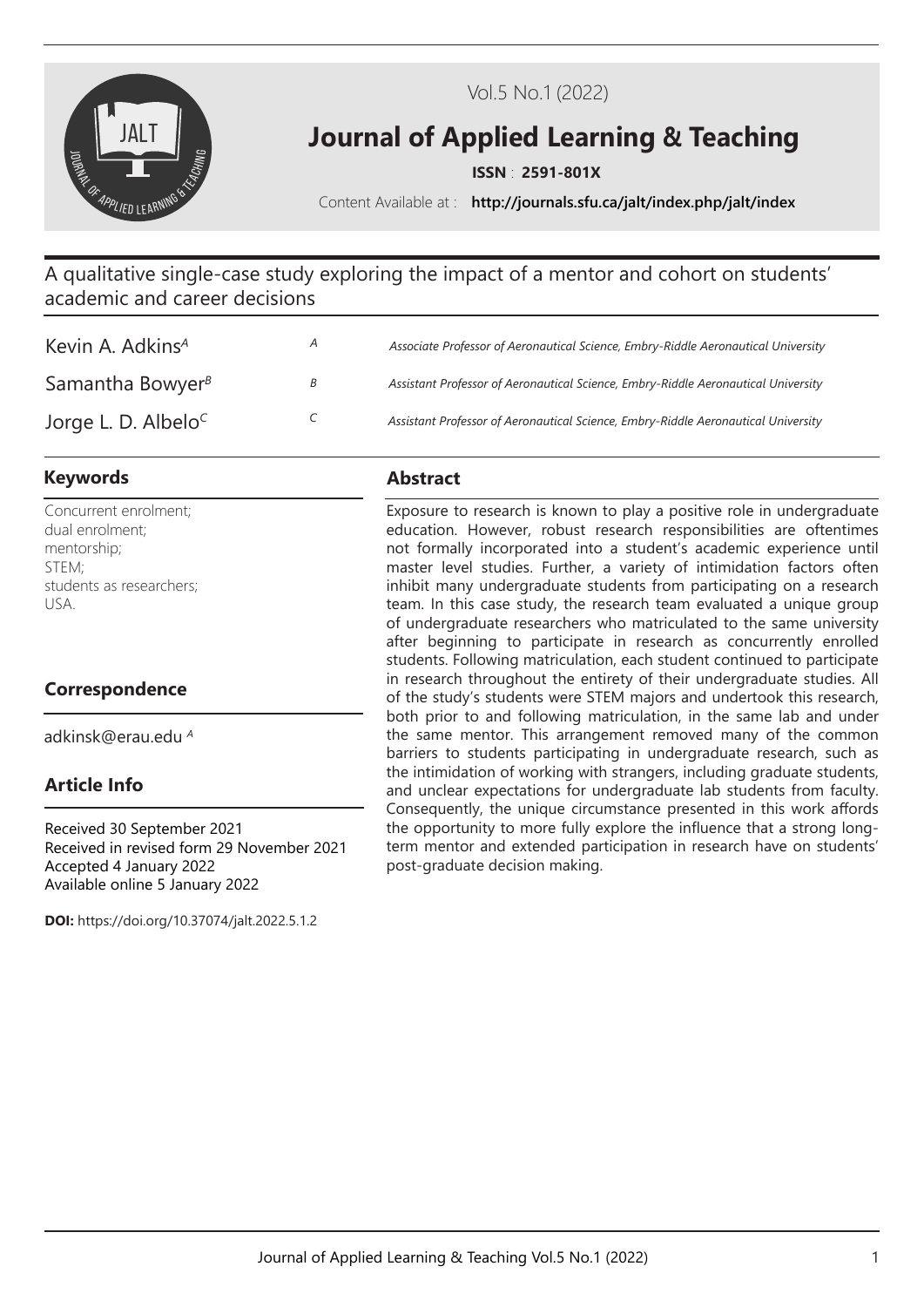# A qualitative single-case study exploring the impact of a mentor and cohort on students' academic and career decisions

Kevin A. Adkins[A]
Samantha Bowyer[B]
Jorge L. D. Albelo[C]

[A] *Associate Professor of Aeronautical Science, Embry-Riddle Aeronautical University*
[B] *Assistant Professor of Aeronautical Science, Embry-Riddle Aeronautical University*
[C] *Assistant Professor of Aeronautical Science, Embry-Riddle Aeronautical University*

## Keywords

Concurrent enrolment;
dual enrolment;
mentorship;
STEM;
students as researchers;
USA.

## Correspondence

adkinsk@erau.edu [A]

## Article Info

Received 30 September 2021
Received in revised form 29 November 2021
Accepted 4 January 2022
Available online 5 January 2022

**DOI:** https://doi.org/10.37074/jalt.2022.5.1.2

## Abstract

Exposure to research is known to play a positive role in undergraduate education. However, robust research responsibilities are oftentimes not formally incorporated into a student's academic experience until master level studies. Further, a variety of intimidation factors often inhibit many undergraduate students from participating on a research team. In this case study, the research team evaluated a unique group of undergraduate researchers who matriculated to the same university after beginning to participate in research as concurrently enrolled students. Following matriculation, each student continued to participate in research throughout the entirety of their undergraduate studies. All of the study's students were STEM majors and undertook this research, both prior to and following matriculation, in the same lab and under the same mentor. This arrangement removed many of the common barriers to students participating in undergraduate research, such as the intimidation of working with strangers, including graduate students, and unclear expectations for undergraduate lab students from faculty. Consequently, the unique circumstance presented in this work affords the opportunity to more fully explore the influence that a strong long-term mentor and extended participation in research have on students' post-graduate decision making.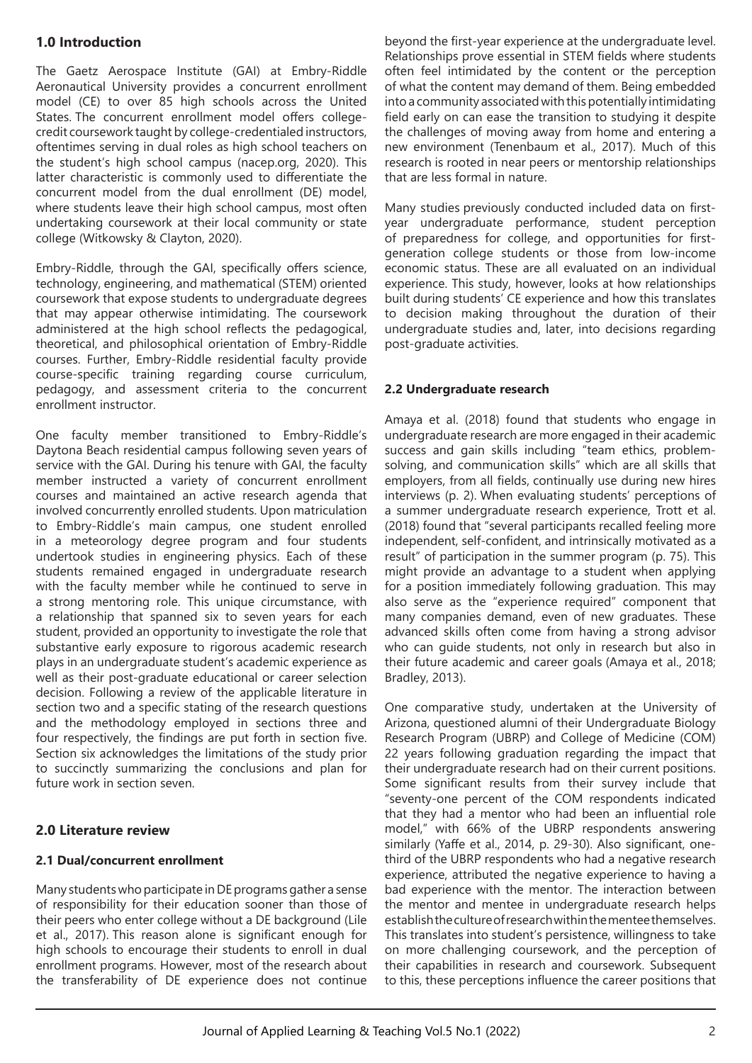## 1.0 Introduction

The Gaetz Aerospace Institute (GAI) at Embry-Riddle Aeronautical University provides a concurrent enrollment model (CE) to over 85 high schools across the United States. The concurrent enrollment model offers college-credit coursework taught by college-credentialed instructors, oftentimes serving in dual roles as high school teachers on the student's high school campus (nacep.org, 2020). This latter characteristic is commonly used to differentiate the concurrent model from the dual enrollment (DE) model, where students leave their high school campus, most often undertaking coursework at their local community or state college (Witkowsky & Clayton, 2020).

Embry-Riddle, through the GAI, specifically offers science, technology, engineering, and mathematical (STEM) oriented coursework that expose students to undergraduate degrees that may appear otherwise intimidating. The coursework administered at the high school reflects the pedagogical, theoretical, and philosophical orientation of Embry-Riddle courses. Further, Embry-Riddle residential faculty provide course-specific training regarding course curriculum, pedagogy, and assessment criteria to the concurrent enrollment instructor.

One faculty member transitioned to Embry-Riddle's Daytona Beach residential campus following seven years of service with the GAI. During his tenure with GAI, the faculty member instructed a variety of concurrent enrollment courses and maintained an active research agenda that involved concurrently enrolled students. Upon matriculation to Embry-Riddle's main campus, one student enrolled in a meteorology degree program and four students undertook studies in engineering physics. Each of these students remained engaged in undergraduate research with the faculty member while he continued to serve in a strong mentoring role. This unique circumstance, with a relationship that spanned six to seven years for each student, provided an opportunity to investigate the role that substantive early exposure to rigorous academic research plays in an undergraduate student's academic experience as well as their post-graduate educational or career selection decision. Following a review of the applicable literature in section two and a specific stating of the research questions and the methodology employed in sections three and four respectively, the findings are put forth in section five. Section six acknowledges the limitations of the study prior to succinctly summarizing the conclusions and plan for future work in section seven.

## 2.0 Literature review

### 2.1 Dual/concurrent enrollment

Many students who participate in DE programs gather a sense of responsibility for their education sooner than those of their peers who enter college without a DE background (Lile et al., 2017). This reason alone is significant enough for high schools to encourage their students to enroll in dual enrollment programs. However, most of the research about the transferability of DE experience does not continue beyond the first-year experience at the undergraduate level. Relationships prove essential in STEM fields where students often feel intimidated by the content or the perception of what the content may demand of them. Being embedded into a community associated with this potentially intimidating field early on can ease the transition to studying it despite the challenges of moving away from home and entering a new environment (Tenenbaum et al., 2017). Much of this research is rooted in near peers or mentorship relationships that are less formal in nature.

Many studies previously conducted included data on first-year undergraduate performance, student perception of preparedness for college, and opportunities for first-generation college students or those from low-income economic status. These are all evaluated on an individual experience. This study, however, looks at how relationships built during students' CE experience and how this translates to decision making throughout the duration of their undergraduate studies and, later, into decisions regarding post-graduate activities.

### 2.2 Undergraduate research

Amaya et al. (2018) found that students who engage in undergraduate research are more engaged in their academic success and gain skills including "team ethics, problem-solving, and communication skills" which are all skills that employers, from all fields, continually use during new hires interviews (p. 2). When evaluating students' perceptions of a summer undergraduate research experience, Trott et al. (2018) found that "several participants recalled feeling more independent, self-confident, and intrinsically motivated as a result" of participation in the summer program (p. 75). This might provide an advantage to a student when applying for a position immediately following graduation. This may also serve as the "experience required" component that many companies demand, even of new graduates. These advanced skills often come from having a strong advisor who can guide students, not only in research but also in their future academic and career goals (Amaya et al., 2018; Bradley, 2013).

One comparative study, undertaken at the University of Arizona, questioned alumni of their Undergraduate Biology Research Program (UBRP) and College of Medicine (COM) 22 years following graduation regarding the impact that their undergraduate research had on their current positions. Some significant results from their survey include that "seventy-one percent of the COM respondents indicated that they had a mentor who had been an influential role model," with 66% of the UBRP respondents answering similarly (Yaffe et al., 2014, p. 29-30). Also significant, one-third of the UBRP respondents who had a negative research experience, attributed the negative experience to having a bad experience with the mentor. The interaction between the mentor and mentee in undergraduate research helps establish the culture of research within the mentee themselves. This translates into student's persistence, willingness to take on more challenging coursework, and the perception of their capabilities in research and coursework. Subsequent to this, these perceptions influence the career positions that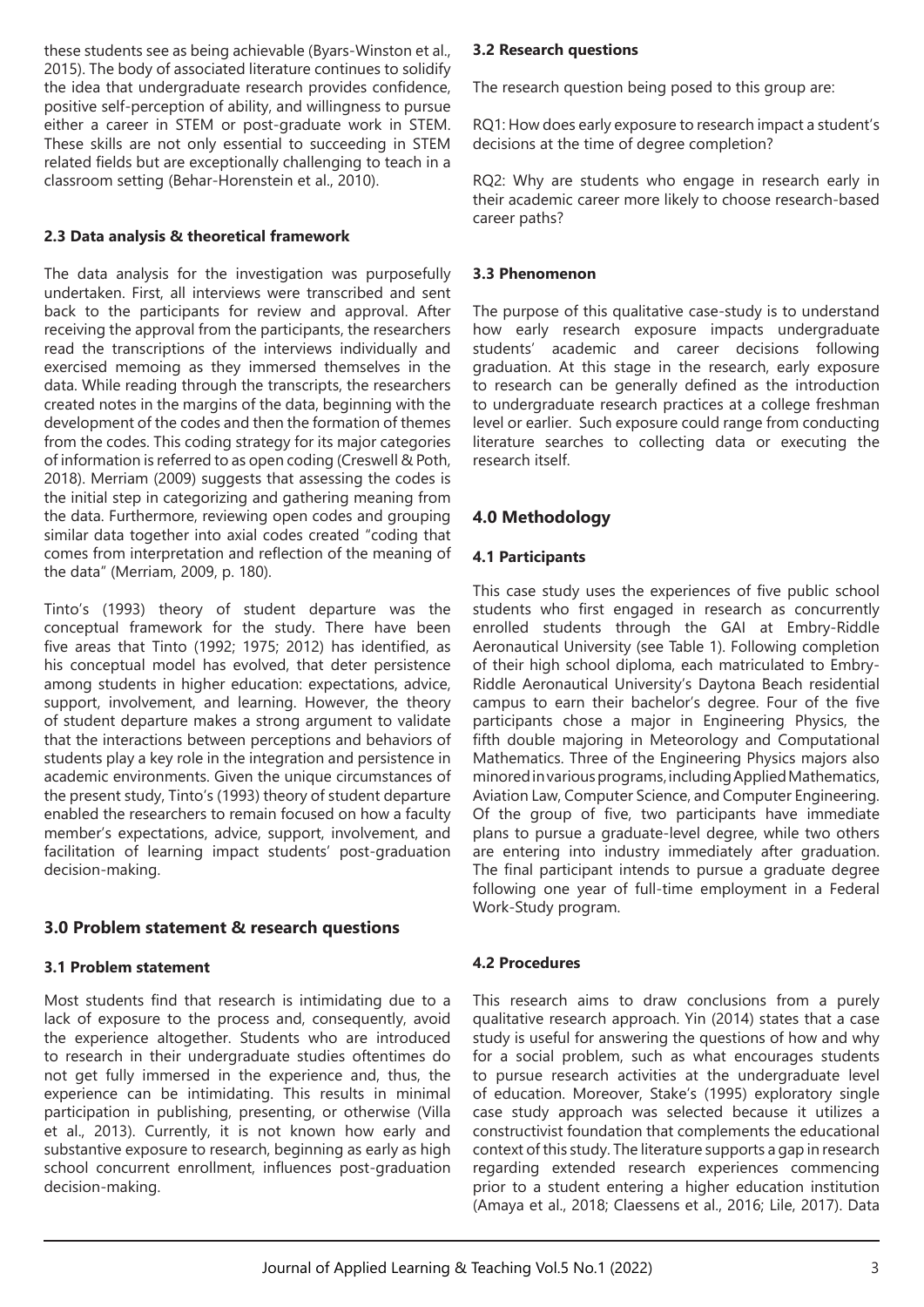these students see as being achievable (Byars-Winston et al., 2015). The body of associated literature continues to solidify the idea that undergraduate research provides confidence, positive self-perception of ability, and willingness to pursue either a career in STEM or post-graduate work in STEM. These skills are not only essential to succeeding in STEM related fields but are exceptionally challenging to teach in a classroom setting (Behar-Horenstein et al., 2010).

### 2.3 Data analysis & theoretical framework

The data analysis for the investigation was purposefully undertaken. First, all interviews were transcribed and sent back to the participants for review and approval. After receiving the approval from the participants, the researchers read the transcriptions of the interviews individually and exercised memoing as they immersed themselves in the data. While reading through the transcripts, the researchers created notes in the margins of the data, beginning with the development of the codes and then the formation of themes from the codes. This coding strategy for its major categories of information is referred to as open coding (Creswell & Poth, 2018). Merriam (2009) suggests that assessing the codes is the initial step in categorizing and gathering meaning from the data. Furthermore, reviewing open codes and grouping similar data together into axial codes created "coding that comes from interpretation and reflection of the meaning of the data" (Merriam, 2009, p. 180).

Tinto's (1993) theory of student departure was the conceptual framework for the study. There have been five areas that Tinto (1992; 1975; 2012) has identified, as his conceptual model has evolved, that deter persistence among students in higher education: expectations, advice, support, involvement, and learning. However, the theory of student departure makes a strong argument to validate that the interactions between perceptions and behaviors of students play a key role in the integration and persistence in academic environments. Given the unique circumstances of the present study, Tinto's (1993) theory of student departure enabled the researchers to remain focused on how a faculty member's expectations, advice, support, involvement, and facilitation of learning impact students' post-graduation decision-making.

## 3.0 Problem statement & research questions

### 3.1 Problem statement

Most students find that research is intimidating due to a lack of exposure to the process and, consequently, avoid the experience altogether. Students who are introduced to research in their undergraduate studies oftentimes do not get fully immersed in the experience and, thus, the experience can be intimidating. This results in minimal participation in publishing, presenting, or otherwise (Villa et al., 2013). Currently, it is not known how early and substantive exposure to research, beginning as early as high school concurrent enrollment, influences post-graduation decision-making.

### 3.2 Research questions

The research question being posed to this group are:

RQ1: How does early exposure to research impact a student's decisions at the time of degree completion?

RQ2: Why are students who engage in research early in their academic career more likely to choose research-based career paths?

### 3.3 Phenomenon

The purpose of this qualitative case-study is to understand how early research exposure impacts undergraduate students' academic and career decisions following graduation. At this stage in the research, early exposure to research can be generally defined as the introduction to undergraduate research practices at a college freshman level or earlier. Such exposure could range from conducting literature searches to collecting data or executing the research itself.

## 4.0 Methodology

### 4.1 Participants

This case study uses the experiences of five public school students who first engaged in research as concurrently enrolled students through the GAI at Embry-Riddle Aeronautical University (see Table 1). Following completion of their high school diploma, each matriculated to Embry-Riddle Aeronautical University's Daytona Beach residential campus to earn their bachelor's degree. Four of the five participants chose a major in Engineering Physics, the fifth double majoring in Meteorology and Computational Mathematics. Three of the Engineering Physics majors also minored in various programs, including Applied Mathematics, Aviation Law, Computer Science, and Computer Engineering. Of the group of five, two participants have immediate plans to pursue a graduate-level degree, while two others are entering into industry immediately after graduation. The final participant intends to pursue a graduate degree following one year of full-time employment in a Federal Work-Study program.

### 4.2 Procedures

This research aims to draw conclusions from a purely qualitative research approach. Yin (2014) states that a case study is useful for answering the questions of how and why for a social problem, such as what encourages students to pursue research activities at the undergraduate level of education. Moreover, Stake's (1995) exploratory single case study approach was selected because it utilizes a constructivist foundation that complements the educational context of this study. The literature supports a gap in research regarding extended research experiences commencing prior to a student entering a higher education institution (Amaya et al., 2018; Claessens et al., 2016; Lile, 2017). Data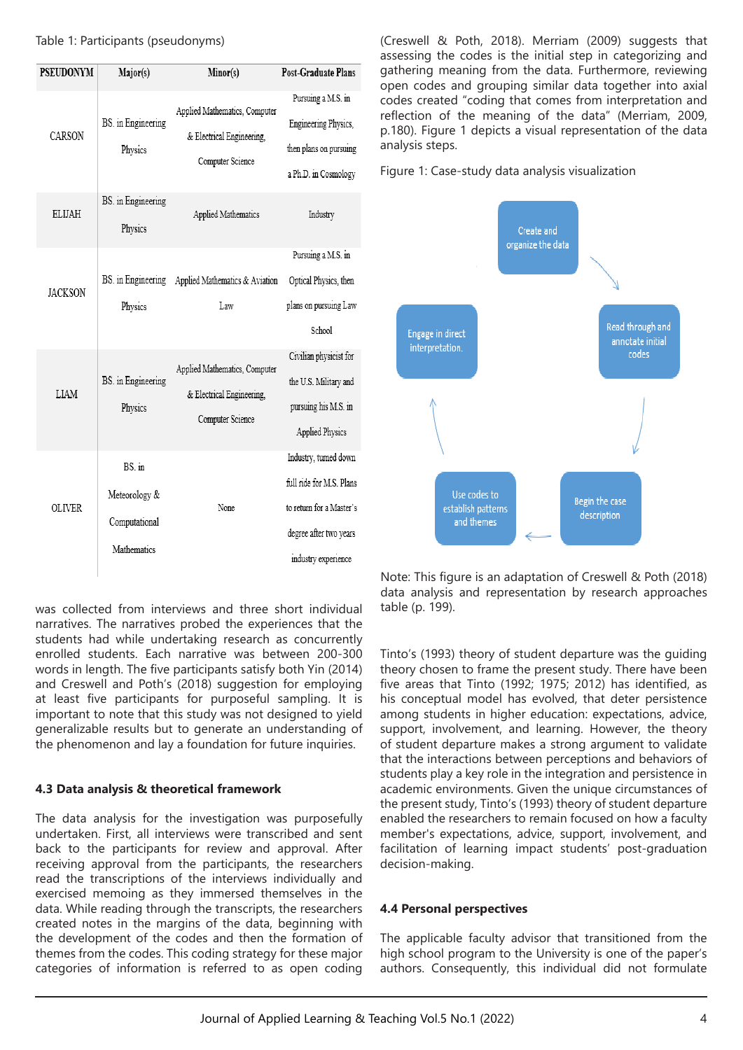Table 1: Participants (pseudonyms)

| PSEUDONYM | Major(s) | Minor(s) | Post-Graduate Plans |
|---|---|---|---|
| CARSON | BS. in Engineering Physics | Applied Mathematics, Computer & Electrical Engineering, Computer Science | Pursuing a M.S. in Engineering Physics, then plans on pursuing a Ph.D. in Cosmology |
| ELIJAH | BS. in Engineering Physics | Applied Mathematics | Industry |
| JACKSON | BS. in Engineering Physics | Applied Mathematics & Aviation Law | Pursuing a M.S. in Optical Physics, then plans on pursuing Law School |
| LIAM | BS. in Engineering Physics | Applied Mathematics, Computer & Electrical Engineering, Computer Science | Civilian physicist for the U.S. Military and pursuing his M.S. in Applied Physics |
| OLIVER | BS. in Meteorology & Computational Mathematics | None | Industry, turned down full ride for M.S. Plans to return for a Master's degree after two years industry experience |

was collected from interviews and three short individual narratives. The narratives probed the experiences that the students had while undertaking research as concurrently enrolled students. Each narrative was between 200-300 words in length. The five participants satisfy both Yin (2014) and Creswell and Poth's (2018) suggestion for employing at least five participants for purposeful sampling. It is important to note that this study was not designed to yield generalizable results but to generate an understanding of the phenomenon and lay a foundation for future inquiries.

### 4.3 Data analysis & theoretical framework

The data analysis for the investigation was purposefully undertaken. First, all interviews were transcribed and sent back to the participants for review and approval. After receiving approval from the participants, the researchers read the transcriptions of the interviews individually and exercised memoing as they immersed themselves in the data. While reading through the transcripts, the researchers created notes in the margins of the data, beginning with the development of the codes and then the formation of themes from the codes. This coding strategy for these major categories of information is referred to as open coding (Creswell & Poth, 2018). Merriam (2009) suggests that assessing the codes is the initial step in categorizing and gathering meaning from the data. Furthermore, reviewing open codes and grouping similar data together into axial codes created "coding that comes from interpretation and reflection of the meaning of the data" (Merriam, 2009, p.180). Figure 1 depicts a visual representation of the data analysis steps.

Figure 1: Case-study data analysis visualization

Create and organize the data → Read through and annotate initial codes → Begin the case description → Use codes to establish patterns and themes → Engage in direct interpretation.

Note: This figure is an adaptation of Creswell & Poth (2018) data analysis and representation by research approaches table (p. 199).

Tinto's (1993) theory of student departure was the guiding theory chosen to frame the present study. There have been five areas that Tinto (1992; 1975; 2012) has identified, as his conceptual model has evolved, that deter persistence among students in higher education: expectations, advice, support, involvement, and learning. However, the theory of student departure makes a strong argument to validate that the interactions between perceptions and behaviors of students play a key role in the integration and persistence in academic environments. Given the unique circumstances of the present study, Tinto's (1993) theory of student departure enabled the researchers to remain focused on how a faculty member's expectations, advice, support, involvement, and facilitation of learning impact students' post-graduation decision-making.

### 4.4 Personal perspectives

The applicable faculty advisor that transitioned from the high school program to the University is one of the paper's authors. Consequently, this individual did not formulate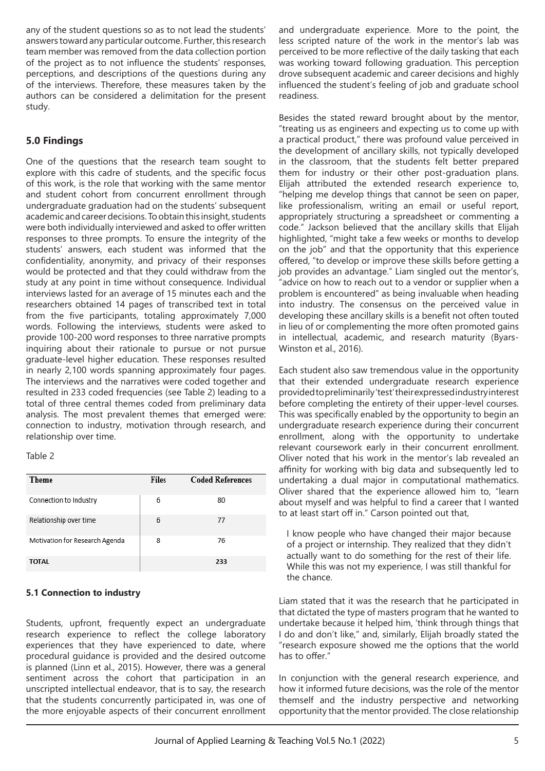any of the student questions so as to not lead the students' answers toward any particular outcome. Further, this research team member was removed from the data collection portion of the project as to not influence the students' responses, perceptions, and descriptions of the questions during any of the interviews. Therefore, these measures taken by the authors can be considered a delimitation for the present study.

## 5.0 Findings

One of the questions that the research team sought to explore with this cadre of students, and the specific focus of this work, is the role that working with the same mentor and student cohort from concurrent enrollment through undergraduate graduation had on the students' subsequent academic and career decisions. To obtain this insight, students were both individually interviewed and asked to offer written responses to three prompts. To ensure the integrity of the students' answers, each student was informed that the confidentiality, anonymity, and privacy of their responses would be protected and that they could withdraw from the study at any point in time without consequence. Individual interviews lasted for an average of 15 minutes each and the researchers obtained 14 pages of transcribed text in total from the five participants, totaling approximately 7,000 words. Following the interviews, students were asked to provide 100-200 word responses to three narrative prompts inquiring about their rationale to pursue or not pursue graduate-level higher education. These responses resulted in nearly 2,100 words spanning approximately four pages. The interviews and the narratives were coded together and resulted in 233 coded frequencies (see Table 2) leading to a total of three central themes coded from preliminary data analysis. The most prevalent themes that emerged were: connection to industry, motivation through research, and relationship over time.

Table 2

| Theme | Files | Coded References |
|---|---|---|
| Connection to Industry | 6 | 80 |
| Relationship over time | 6 | 77 |
| Motivation for Research Agenda | 8 | 76 |
| **TOTAL** | | **233** |

### 5.1 Connection to industry

Students, upfront, frequently expect an undergraduate research experience to reflect the college laboratory experiences that they have experienced to date, where procedural guidance is provided and the desired outcome is planned (Linn et al., 2015). However, there was a general sentiment across the cohort that participation in an unscripted intellectual endeavor, that is to say, the research that the students concurrently participated in, was one of the more enjoyable aspects of their concurrent enrollment and undergraduate experience. More to the point, the less scripted nature of the work in the mentor's lab was perceived to be more reflective of the daily tasking that each was working toward following graduation. This perception drove subsequent academic and career decisions and highly influenced the student's feeling of job and graduate school readiness.

Besides the stated reward brought about by the mentor, "treating us as engineers and expecting us to come up with a practical product," there was profound value perceived in the development of ancillary skills, not typically developed in the classroom, that the students felt better prepared them for industry or their other post-graduation plans. Elijah attributed the extended research experience to, "helping me develop things that cannot be seen on paper, like professionalism, writing an email or useful report, appropriately structuring a spreadsheet or commenting a code." Jackson believed that the ancillary skills that Elijah highlighted, "might take a few weeks or months to develop on the job" and that the opportunity that this experience offered, "to develop or improve these skills before getting a job provides an advantage." Liam singled out the mentor's, "advice on how to reach out to a vendor or supplier when a problem is encountered" as being invaluable when heading into industry. The consensus on the perceived value in developing these ancillary skills is a benefit not often touted in lieu of or complementing the more often promoted gains in intellectual, academic, and research maturity (Byars-Winston et al., 2016).

Each student also saw tremendous value in the opportunity that their extended undergraduate research experience provided to preliminarily 'test' their expressed industry interest before completing the entirety of their upper-level courses. This was specifically enabled by the opportunity to begin an undergraduate research experience during their concurrent enrollment, along with the opportunity to undertake relevant coursework early in their concurrent enrollment. Oliver noted that his work in the mentor's lab revealed an affinity for working with big data and subsequently led to undertaking a dual major in computational mathematics. Oliver shared that the experience allowed him to, "learn about myself and was helpful to find a career that I wanted to at least start off in." Carson pointed out that,

> I know people who have changed their major because of a project or internship. They realized that they didn't actually want to do something for the rest of their life. While this was not my experience, I was still thankful for the chance.

Liam stated that it was the research that he participated in that dictated the type of masters program that he wanted to undertake because it helped him, 'think through things that I do and don't like," and, similarly, Elijah broadly stated the "research exposure showed me the options that the world has to offer."

In conjunction with the general research experience, and how it informed future decisions, was the role of the mentor themself and the industry perspective and networking opportunity that the mentor provided. The close relationship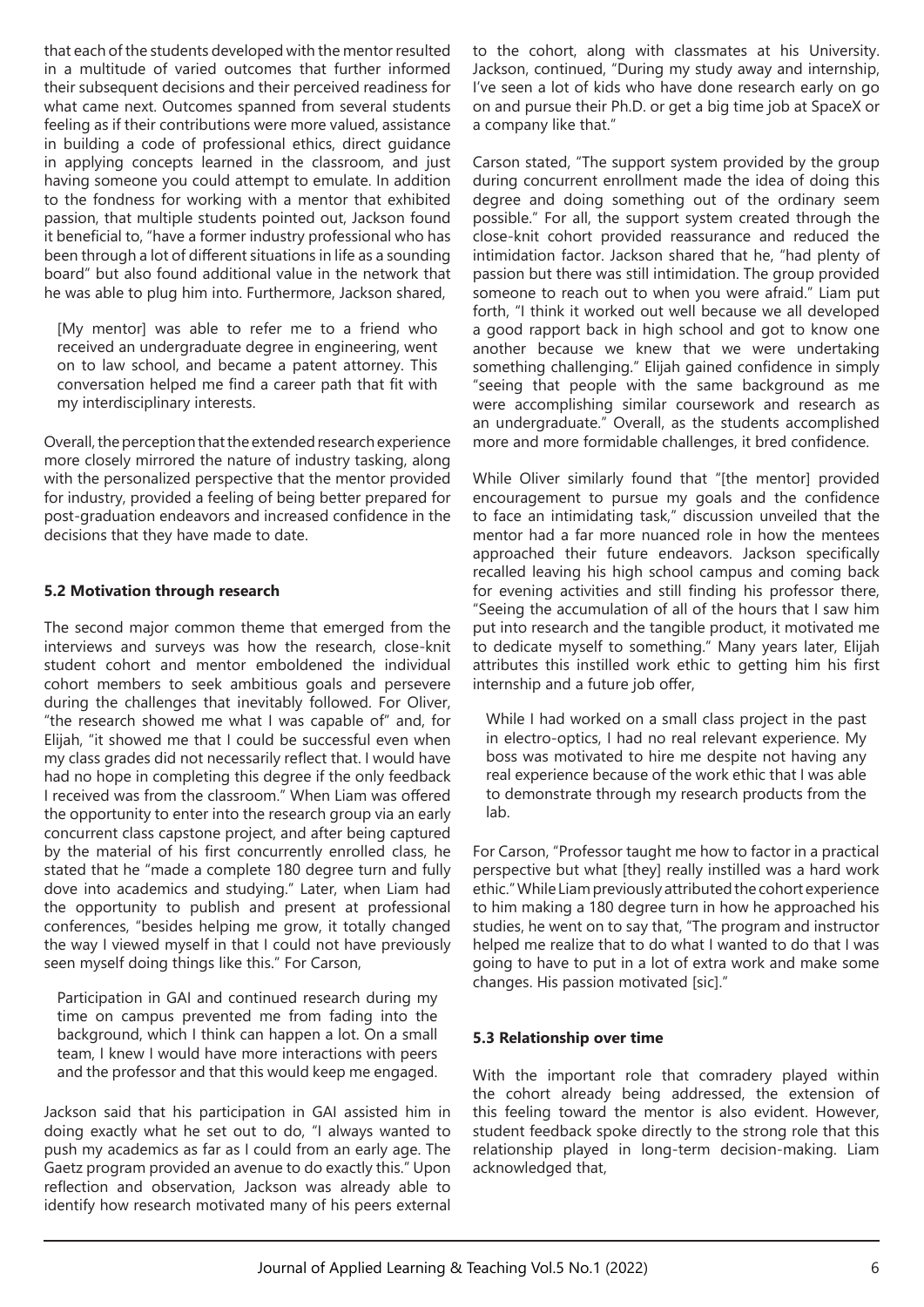that each of the students developed with the mentor resulted in a multitude of varied outcomes that further informed their subsequent decisions and their perceived readiness for what came next. Outcomes spanned from several students feeling as if their contributions were more valued, assistance in building a code of professional ethics, direct guidance in applying concepts learned in the classroom, and just having someone you could attempt to emulate. In addition to the fondness for working with a mentor that exhibited passion, that multiple students pointed out, Jackson found it beneficial to, "have a former industry professional who has been through a lot of different situations in life as a sounding board" but also found additional value in the network that he was able to plug him into. Furthermore, Jackson shared,

> [My mentor] was able to refer me to a friend who received an undergraduate degree in engineering, went on to law school, and became a patent attorney. This conversation helped me find a career path that fit with my interdisciplinary interests.

Overall, the perception that the extended research experience more closely mirrored the nature of industry tasking, along with the personalized perspective that the mentor provided for industry, provided a feeling of being better prepared for post-graduation endeavors and increased confidence in the decisions that they have made to date.

### 5.2 Motivation through research

The second major common theme that emerged from the interviews and surveys was how the research, close-knit student cohort and mentor emboldened the individual cohort members to seek ambitious goals and persevere during the challenges that inevitably followed. For Oliver, "the research showed me what I was capable of" and, for Elijah, "it showed me that I could be successful even when my class grades did not necessarily reflect that. I would have had no hope in completing this degree if the only feedback I received was from the classroom." When Liam was offered the opportunity to enter into the research group via an early concurrent class capstone project, and after being captured by the material of his first concurrently enrolled class, he stated that he "made a complete 180 degree turn and fully dove into academics and studying." Later, when Liam had the opportunity to publish and present at professional conferences, "besides helping me grow, it totally changed the way I viewed myself in that I could not have previously seen myself doing things like this." For Carson,

> Participation in GAI and continued research during my time on campus prevented me from fading into the background, which I think can happen a lot. On a small team, I knew I would have more interactions with peers and the professor and that this would keep me engaged.

Jackson said that his participation in GAI assisted him in doing exactly what he set out to do, "I always wanted to push my academics as far as I could from an early age. The Gaetz program provided an avenue to do exactly this." Upon reflection and observation, Jackson was already able to identify how research motivated many of his peers external to the cohort, along with classmates at his University. Jackson, continued, "During my study away and internship, I've seen a lot of kids who have done research early on go on and pursue their Ph.D. or get a big time job at SpaceX or a company like that."

Carson stated, "The support system provided by the group during concurrent enrollment made the idea of doing this degree and doing something out of the ordinary seem possible." For all, the support system created through the close-knit cohort provided reassurance and reduced the intimidation factor. Jackson shared that he, "had plenty of passion but there was still intimidation. The group provided someone to reach out to when you were afraid." Liam put forth, "I think it worked out well because we all developed a good rapport back in high school and got to know one another because we knew that we were undertaking something challenging." Elijah gained confidence in simply "seeing that people with the same background as me were accomplishing similar coursework and research as an undergraduate." Overall, as the students accomplished more and more formidable challenges, it bred confidence.

While Oliver similarly found that "[the mentor] provided encouragement to pursue my goals and the confidence to face an intimidating task," discussion unveiled that the mentor had a far more nuanced role in how the mentees approached their future endeavors. Jackson specifically recalled leaving his high school campus and coming back for evening activities and still finding his professor there, "Seeing the accumulation of all of the hours that I saw him put into research and the tangible product, it motivated me to dedicate myself to something." Many years later, Elijah attributes this instilled work ethic to getting him his first internship and a future job offer,

> While I had worked on a small class project in the past in electro-optics, I had no real relevant experience. My boss was motivated to hire me despite not having any real experience because of the work ethic that I was able to demonstrate through my research products from the lab.

For Carson, "Professor taught me how to factor in a practical perspective but what [they] really instilled was a hard work ethic." While Liam previously attributed the cohort experience to him making a 180 degree turn in how he approached his studies, he went on to say that, "The program and instructor helped me realize that to do what I wanted to do that I was going to have to put in a lot of extra work and make some changes. His passion motivated [sic]."

### 5.3 Relationship over time

With the important role that comradery played within the cohort already being addressed, the extension of this feeling toward the mentor is also evident. However, student feedback spoke directly to the strong role that this relationship played in long-term decision-making. Liam acknowledged that,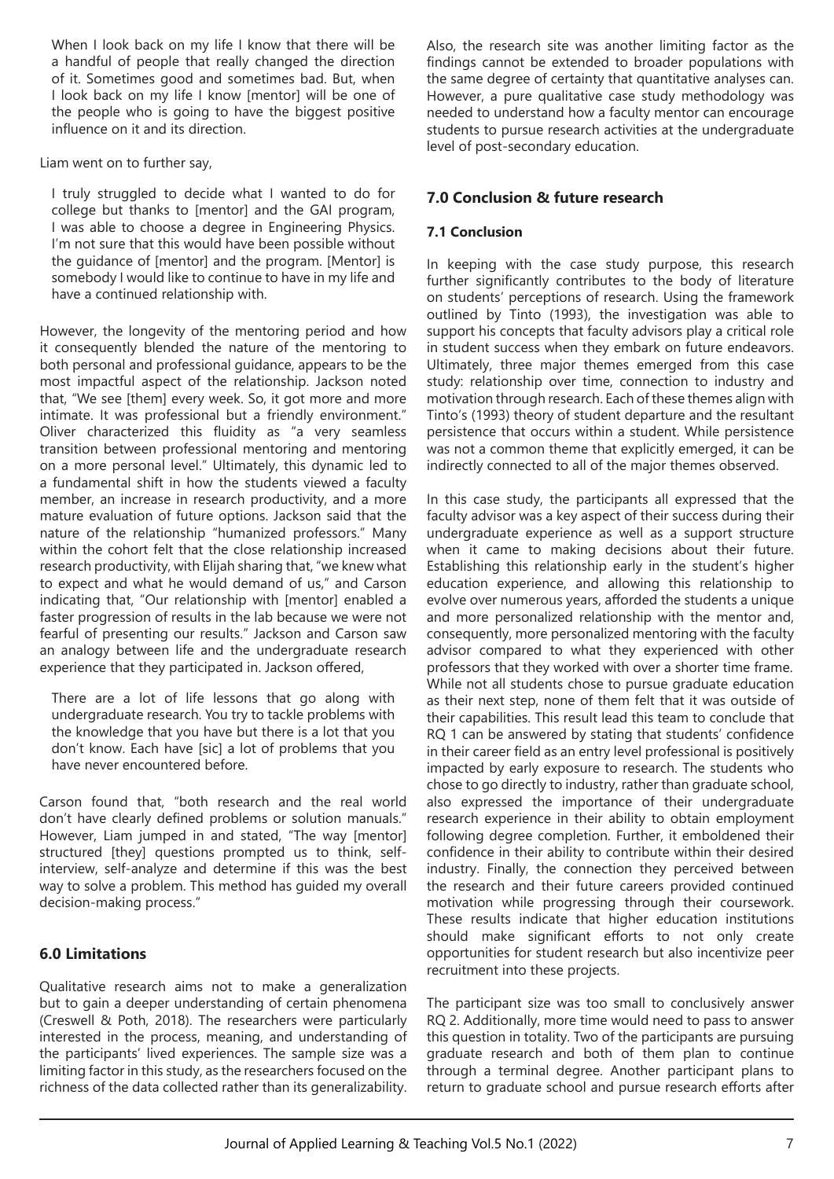> When I look back on my life I know that there will be a handful of people that really changed the direction of it. Sometimes good and sometimes bad. But, when I look back on my life I know [mentor] will be one of the people who is going to have the biggest positive influence on it and its direction.

Liam went on to further say,

> I truly struggled to decide what I wanted to do for college but thanks to [mentor] and the GAI program, I was able to choose a degree in Engineering Physics. I'm not sure that this would have been possible without the guidance of [mentor] and the program. [Mentor] is somebody I would like to continue to have in my life and have a continued relationship with.

However, the longevity of the mentoring period and how it consequently blended the nature of the mentoring to both personal and professional guidance, appears to be the most impactful aspect of the relationship. Jackson noted that, "We see [them] every week. So, it got more and more intimate. It was professional but a friendly environment." Oliver characterized this fluidity as "a very seamless transition between professional mentoring and mentoring on a more personal level." Ultimately, this dynamic led to a fundamental shift in how the students viewed a faculty member, an increase in research productivity, and a more mature evaluation of future options. Jackson said that the nature of the relationship "humanized professors." Many within the cohort felt that the close relationship increased research productivity, with Elijah sharing that, "we knew what to expect and what he would demand of us," and Carson indicating that, "Our relationship with [mentor] enabled a faster progression of results in the lab because we were not fearful of presenting our results." Jackson and Carson saw an analogy between life and the undergraduate research experience that they participated in. Jackson offered,

> There are a lot of life lessons that go along with undergraduate research. You try to tackle problems with the knowledge that you have but there is a lot that you don't know. Each have [sic] a lot of problems that you have never encountered before.

Carson found that, "both research and the real world don't have clearly defined problems or solution manuals." However, Liam jumped in and stated, "The way [mentor] structured [they] questions prompted us to think, self-interview, self-analyze and determine if this was the best way to solve a problem. This method has guided my overall decision-making process."

## 6.0 Limitations

Qualitative research aims not to make a generalization but to gain a deeper understanding of certain phenomena (Creswell & Poth, 2018). The researchers were particularly interested in the process, meaning, and understanding of the participants' lived experiences. The sample size was a limiting factor in this study, as the researchers focused on the richness of the data collected rather than its generalizability. Also, the research site was another limiting factor as the findings cannot be extended to broader populations with the same degree of certainty that quantitative analyses can. However, a pure qualitative case study methodology was needed to understand how a faculty mentor can encourage students to pursue research activities at the undergraduate level of post-secondary education.

## 7.0 Conclusion & future research

### 7.1 Conclusion

In keeping with the case study purpose, this research further significantly contributes to the body of literature on students' perceptions of research. Using the framework outlined by Tinto (1993), the investigation was able to support his concepts that faculty advisors play a critical role in student success when they embark on future endeavors. Ultimately, three major themes emerged from this case study: relationship over time, connection to industry and motivation through research. Each of these themes align with Tinto's (1993) theory of student departure and the resultant persistence that occurs within a student. While persistence was not a common theme that explicitly emerged, it can be indirectly connected to all of the major themes observed.

In this case study, the participants all expressed that the faculty advisor was a key aspect of their success during their undergraduate experience as well as a support structure when it came to making decisions about their future. Establishing this relationship early in the student's higher education experience, and allowing this relationship to evolve over numerous years, afforded the students a unique and more personalized relationship with the mentor and, consequently, more personalized mentoring with the faculty advisor compared to what they experienced with other professors that they worked with over a shorter time frame. While not all students chose to pursue graduate education as their next step, none of them felt that it was outside of their capabilities. This result lead this team to conclude that RQ 1 can be answered by stating that students' confidence in their career field as an entry level professional is positively impacted by early exposure to research. The students who chose to go directly to industry, rather than graduate school, also expressed the importance of their undergraduate research experience in their ability to obtain employment following degree completion. Further, it emboldened their confidence in their ability to contribute within their desired industry. Finally, the connection they perceived between the research and their future careers provided continued motivation while progressing through their coursework. These results indicate that higher education institutions should make significant efforts to not only create opportunities for student research but also incentivize peer recruitment into these projects.

The participant size was too small to conclusively answer RQ 2. Additionally, more time would need to pass to answer this question in totality. Two of the participants are pursuing graduate research and both of them plan to continue through a terminal degree. Another participant plans to return to graduate school and pursue research efforts after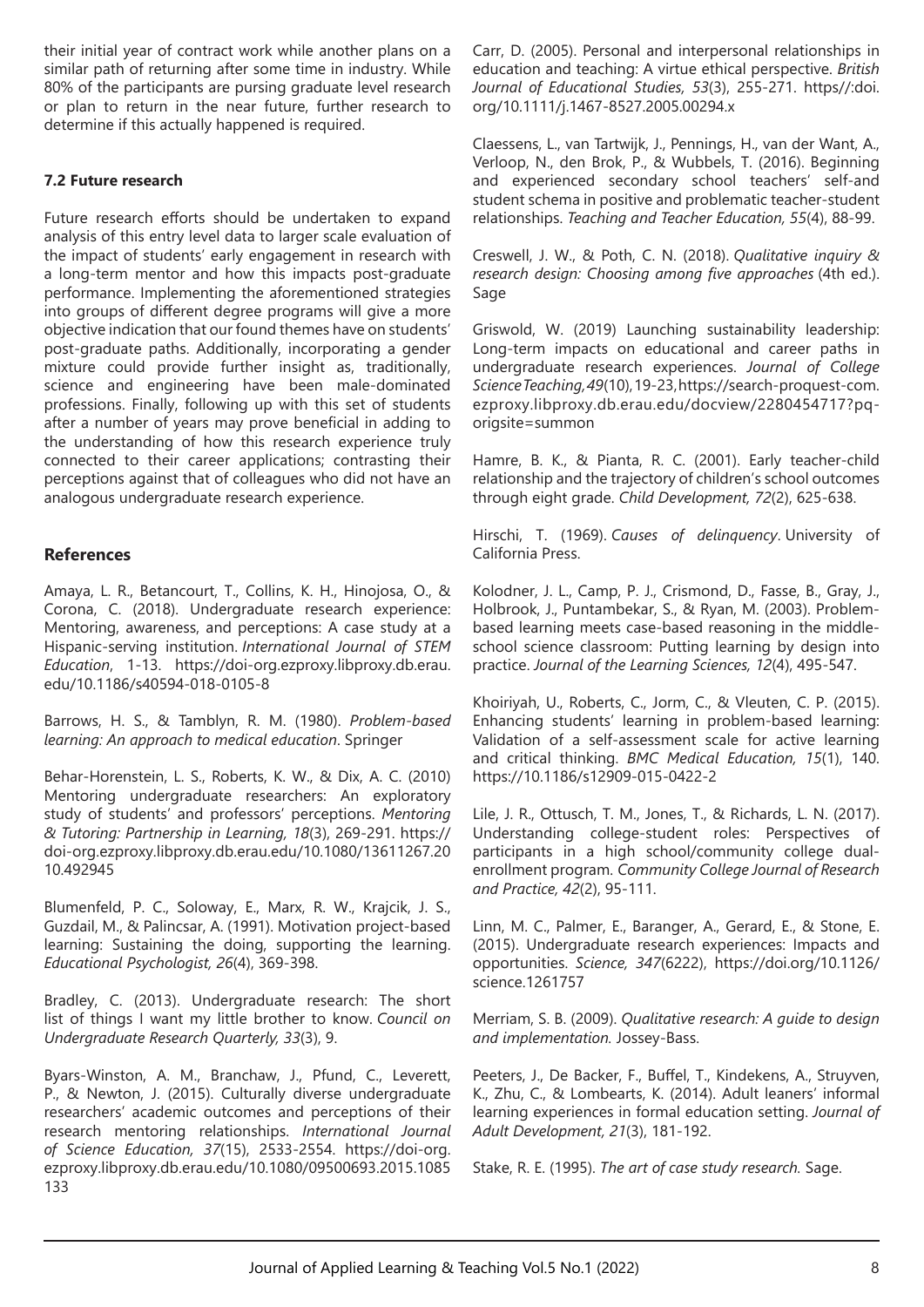their initial year of contract work while another plans on a similar path of returning after some time in industry. While 80% of the participants are pursing graduate level research or plan to return in the near future, further research to determine if this actually happened is required.

### 7.2 Future research

Future research efforts should be undertaken to expand analysis of this entry level data to larger scale evaluation of the impact of students' early engagement in research with a long-term mentor and how this impacts post-graduate performance. Implementing the aforementioned strategies into groups of different degree programs will give a more objective indication that our found themes have on students' post-graduate paths. Additionally, incorporating a gender mixture could provide further insight as, traditionally, science and engineering have been male-dominated professions. Finally, following up with this set of students after a number of years may prove beneficial in adding to the understanding of how this research experience truly connected to their career applications; contrasting their perceptions against that of colleagues who did not have an analogous undergraduate research experience.

## References

Amaya, L. R., Betancourt, T., Collins, K. H., Hinojosa, O., & Corona, C. (2018). Undergraduate research experience: Mentoring, awareness, and perceptions: A case study at a Hispanic-serving institution. *International Journal of STEM Education*, 1-13. https://doi-org.ezproxy.libproxy.db.erau.edu/10.1186/s40594-018-0105-8

Barrows, H. S., & Tamblyn, R. M. (1980). *Problem-based learning: An approach to medical education*. Springer

Behar-Horenstein, L. S., Roberts, K. W., & Dix, A. C. (2010) Mentoring undergraduate researchers: An exploratory study of students' and professors' perceptions. *Mentoring & Tutoring: Partnership in Learning, 18*(3), 269-291. https://doi-org.ezproxy.libproxy.db.erau.edu/10.1080/13611267.2010.492945

Blumenfeld, P. C., Soloway, E., Marx, R. W., Krajcik, J. S., Guzdail, M., & Palincsar, A. (1991). Motivation project-based learning: Sustaining the doing, supporting the learning. *Educational Psychologist, 26*(4), 369-398.

Bradley, C. (2013). Undergraduate research: The short list of things I want my little brother to know. *Council on Undergraduate Research Quarterly, 33*(3), 9.

Byars-Winston, A. M., Branchaw, J., Pfund, C., Leverett, P., & Newton, J. (2015). Culturally diverse undergraduate researchers' academic outcomes and perceptions of their research mentoring relationships. *International Journal of Science Education, 37*(15), 2533-2554. https://doi-org.ezproxy.libproxy.db.erau.edu/10.1080/09500693.2015.1085133

Carr, D. (2005). Personal and interpersonal relationships in education and teaching: A virtue ethical perspective. *British Journal of Educational Studies, 53*(3), 255-271. https//:doi.org/10.1111/j.1467-8527.2005.00294.x

Claessens, L., van Tartwijk, J., Pennings, H., van der Want, A., Verloop, N., den Brok, P., & Wubbels, T. (2016). Beginning and experienced secondary school teachers' self-and student schema in positive and problematic teacher-student relationships. *Teaching and Teacher Education, 55*(4), 88-99.

Creswell, J. W., & Poth, C. N. (2018). *Qualitative inquiry & research design: Choosing among five approaches* (4th ed.). Sage

Griswold, W. (2019) Launching sustainability leadership: Long-term impacts on educational and career paths in undergraduate research experiences. *Journal of College Science Teaching, 49*(10), 19-23, https://search-proquest-com.ezproxy.libproxy.db.erau.edu/docview/2280454717?pq-origsite=summon

Hamre, B. K., & Pianta, R. C. (2001). Early teacher-child relationship and the trajectory of children's school outcomes through eight grade. *Child Development, 72*(2), 625-638.

Hirschi, T. (1969). *Causes of delinquency*. University of California Press.

Kolodner, J. L., Camp, P. J., Crismond, D., Fasse, B., Gray, J., Holbrook, J., Puntambekar, S., & Ryan, M. (2003). Problem-based learning meets case-based reasoning in the middle-school science classroom: Putting learning by design into practice. *Journal of the Learning Sciences, 12*(4), 495-547.

Khoiriyah, U., Roberts, C., Jorm, C., & Vleuten, C. P. (2015). Enhancing students' learning in problem-based learning: Validation of a self-assessment scale for active learning and critical thinking. *BMC Medical Education, 15*(1), 140. https://10.1186/s12909-015-0422-2

Lile, J. R., Ottusch, T. M., Jones, T., & Richards, L. N. (2017). Understanding college-student roles: Perspectives of participants in a high school/community college dual-enrollment program. *Community College Journal of Research and Practice, 42*(2), 95-111.

Linn, M. C., Palmer, E., Baranger, A., Gerard, E., & Stone, E. (2015). Undergraduate research experiences: Impacts and opportunities. *Science, 347*(6222), https://doi.org/10.1126/science.1261757

Merriam, S. B. (2009). *Qualitative research: A guide to design and implementation.* Jossey-Bass.

Peeters, J., De Backer, F., Buffel, T., Kindekens, A., Struyven, K., Zhu, C., & Lombearts, K. (2014). Adult leaners' informal learning experiences in formal education setting. *Journal of Adult Development, 21*(3), 181-192.

Stake, R. E. (1995). *The art of case study research.* Sage.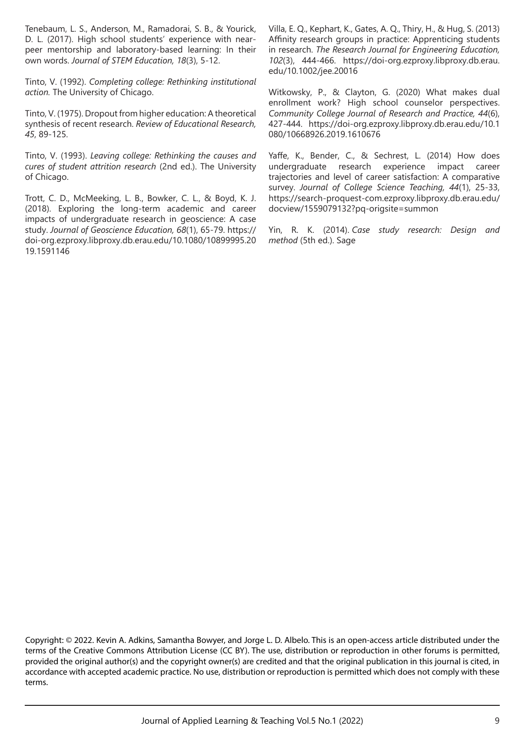Tenebaum, L. S., Anderson, M., Ramadorai, S. B., & Yourick, D. L. (2017). High school students' experience with near-peer mentorship and laboratory-based learning: In their own words. *Journal of STEM Education, 18*(3), 5-12.

Tinto, V. (1992). *Completing college: Rethinking institutional action.* The University of Chicago.

Tinto, V. (1975). Dropout from higher education: A theoretical synthesis of recent research. *Review of Educational Research, 45*, 89-125.

Tinto, V. (1993). *Leaving college: Rethinking the causes and cures of student attrition research* (2nd ed.). The University of Chicago.

Trott, C. D., McMeeking, L. B., Bowker, C. L., & Boyd, K. J. (2018). Exploring the long-term academic and career impacts of undergraduate research in geoscience: A case study. *Journal of Geoscience Education, 68*(1), 65-79. https://doi-org.ezproxy.libproxy.db.erau.edu/10.1080/10899995.2019.1591146

Villa, E. Q., Kephart, K., Gates, A. Q., Thiry, H., & Hug, S. (2013) Affinity research groups in practice: Apprenticing students in research. *The Research Journal for Engineering Education, 102*(3), 444-466. https://doi-org.ezproxy.libproxy.db.erau.edu/10.1002/jee.20016

Witkowsky, P., & Clayton, G. (2020) What makes dual enrollment work? High school counselor perspectives. *Community College Journal of Research and Practice, 44*(6), 427-444. https://doi-org.ezproxy.libproxy.db.erau.edu/10.1080/10668926.2019.1610676

Yaffe, K., Bender, C., & Sechrest, L. (2014) How does undergraduate research experience impact career trajectories and level of career satisfaction: A comparative survey. *Journal of College Science Teaching, 44*(1), 25-33, https://search-proquest-com.ezproxy.libproxy.db.erau.edu/docview/1559079132?pq-origsite=summon

Yin, R. K. (2014). *Case study research: Design and method* (5th ed.). Sage

Copyright: © 2022. Kevin A. Adkins, Samantha Bowyer, and Jorge L. D. Albelo. This is an open-access article distributed under the terms of the Creative Commons Attribution License (CC BY). The use, distribution or reproduction in other forums is permitted, provided the original author(s) and the copyright owner(s) are credited and that the original publication in this journal is cited, in accordance with accepted academic practice. No use, distribution or reproduction is permitted which does not comply with these terms.